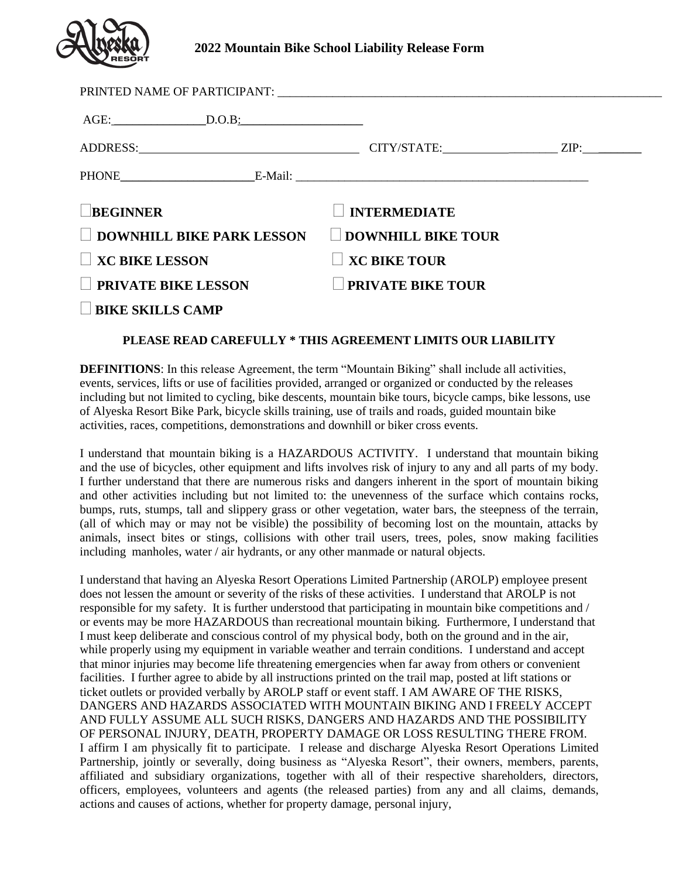# 2022 Mountain Bike School Liability Release Form

PRINTED NAME OF PARTICIPANT: ___________________________________________________________________

AGE:________________ D.O.B:____________________

ADDRESS:_____________________________________ CITY/STATE:____________________ ZIP:__________

PHONE______________________ E-Mail: __________________________________________________

☐ **BEGINNER** ☐ **INTERMEDIATE**

☐ **DOWNHILL BIKE PARK LESSON** ☐ **DOWNHILL BIKE TOUR**

☐ **XC BIKE LESSON** ☐ **XC BIKE TOUR**

☐ **PRIVATE BIKE LESSON** ☐ **PRIVATE BIKE TOUR**

☐ **BIKE SKILLS CAMP**

**PLEASE READ CAREFULLY * THIS AGREEMENT LIMITS OUR LIABILITY**

**DEFINITIONS**: In this release Agreement, the term "Mountain Biking" shall include all activities, events, services, lifts or use of facilities provided, arranged or organized or conducted by the releases including but not limited to cycling, bike descents, mountain bike tours, bicycle camps, bike lessons, use of Alyeska Resort Bike Park, bicycle skills training, use of trails and roads, guided mountain bike activities, races, competitions, demonstrations and downhill or biker cross events.

I understand that mountain biking is a HAZARDOUS ACTIVITY. I understand that mountain biking and the use of bicycles, other equipment and lifts involves risk of injury to any and all parts of my body. I further understand that there are numerous risks and dangers inherent in the sport of mountain biking and other activities including but not limited to: the unevenness of the surface which contains rocks, bumps, ruts, stumps, tall and slippery grass or other vegetation, water bars, the steepness of the terrain, (all of which may or may not be visible) the possibility of becoming lost on the mountain, attacks by animals, insect bites or stings, collisions with other trail users, trees, poles, snow making facilities including manholes, water / air hydrants, or any other manmade or natural objects.

I understand that having an Alyeska Resort Operations Limited Partnership (AROLP) employee present does not lessen the amount or severity of the risks of these activities. I understand that AROLP is not responsible for my safety. It is further understood that participating in mountain bike competitions and / or events may be more HAZARDOUS than recreational mountain biking. Furthermore, I understand that I must keep deliberate and conscious control of my physical body, both on the ground and in the air, while properly using my equipment in variable weather and terrain conditions. I understand and accept that minor injuries may become life threatening emergencies when far away from others or convenient facilities. I further agree to abide by all instructions printed on the trail map, posted at lift stations or ticket outlets or provided verbally by AROLP staff or event staff. I AM AWARE OF THE RISKS, DANGERS AND HAZARDS ASSOCIATED WITH MOUNTAIN BIKING AND I FREELY ACCEPT AND FULLY ASSUME ALL SUCH RISKS, DANGERS AND HAZARDS AND THE POSSIBILITY OF PERSONAL INJURY, DEATH, PROPERTY DAMAGE OR LOSS RESULTING THERE FROM. I affirm I am physically fit to participate. I release and discharge Alyeska Resort Operations Limited Partnership, jointly or severally, doing business as "Alyeska Resort", their owners, members, parents, affiliated and subsidiary organizations, together with all of their respective shareholders, directors, officers, employees, volunteers and agents (the released parties) from any and all claims, demands, actions and causes of actions, whether for property damage, personal injury,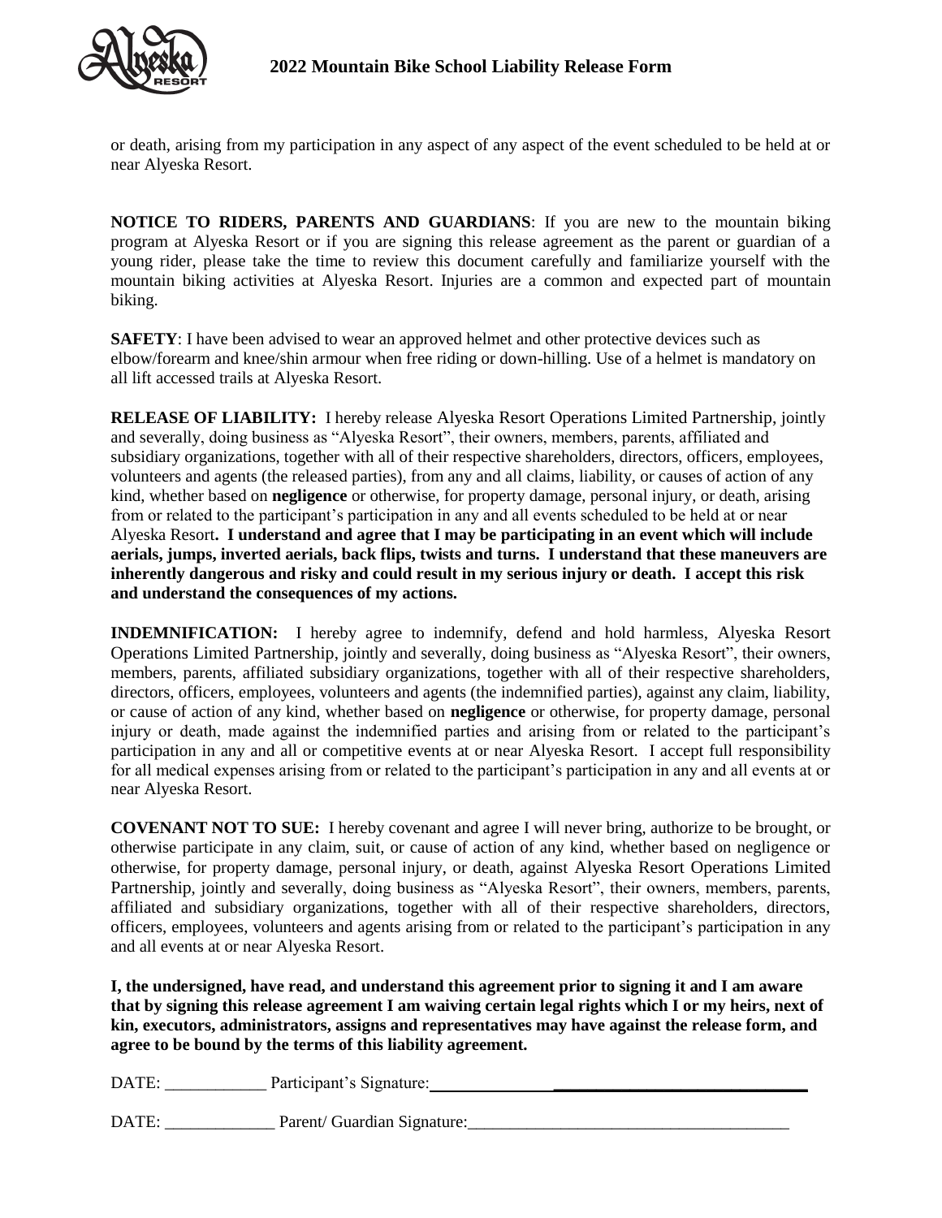or death, arising from my participation in any aspect of any aspect of the event scheduled to be held at or near Alyeska Resort.

**NOTICE TO RIDERS, PARENTS AND GUARDIANS**: If you are new to the mountain biking program at Alyeska Resort or if you are signing this release agreement as the parent or guardian of a young rider, please take the time to review this document carefully and familiarize yourself with the mountain biking activities at Alyeska Resort. Injuries are a common and expected part of mountain biking.

**SAFETY**: I have been advised to wear an approved helmet and other protective devices such as elbow/forearm and knee/shin armour when free riding or down-hilling. Use of a helmet is mandatory on all lift accessed trails at Alyeska Resort.

**RELEASE OF LIABILITY:** I hereby release Alyeska Resort Operations Limited Partnership, jointly and severally, doing business as "Alyeska Resort", their owners, members, parents, affiliated and subsidiary organizations, together with all of their respective shareholders, directors, officers, employees, volunteers and agents (the released parties), from any and all claims, liability, or causes of action of any kind, whether based on **negligence** or otherwise, for property damage, personal injury, or death, arising from or related to the participant's participation in any and all events scheduled to be held at or near Alyeska Resort**. I understand and agree that I may be participating in an event which will include aerials, jumps, inverted aerials, back flips, twists and turns. I understand that these maneuvers are inherently dangerous and risky and could result in my serious injury or death. I accept this risk and understand the consequences of my actions.**

**INDEMNIFICATION:** I hereby agree to indemnify, defend and hold harmless, Alyeska Resort Operations Limited Partnership, jointly and severally, doing business as "Alyeska Resort", their owners, members, parents, affiliated subsidiary organizations, together with all of their respective shareholders, directors, officers, employees, volunteers and agents (the indemnified parties), against any claim, liability, or cause of action of any kind, whether based on **negligence** or otherwise, for property damage, personal injury or death, made against the indemnified parties and arising from or related to the participant's participation in any and all or competitive events at or near Alyeska Resort. I accept full responsibility for all medical expenses arising from or related to the participant's participation in any and all events at or near Alyeska Resort.

**COVENANT NOT TO SUE:** I hereby covenant and agree I will never bring, authorize to be brought, or otherwise participate in any claim, suit, or cause of action of any kind, whether based on negligence or otherwise, for property damage, personal injury, or death, against Alyeska Resort Operations Limited Partnership, jointly and severally, doing business as "Alyeska Resort", their owners, members, parents, affiliated and subsidiary organizations, together with all of their respective shareholders, directors, officers, employees, volunteers and agents arising from or related to the participant's participation in any and all events at or near Alyeska Resort.

**I, the undersigned, have read, and understand this agreement prior to signing it and I am aware that by signing this release agreement I am waiving certain legal rights which I or my heirs, next of kin, executors, administrators, assigns and representatives may have against the release form, and agree to be bound by the terms of this liability agreement.**

DATE: ____________ Participant's Signature:_____________________________________________

DATE: _____________ Parent/ Guardian Signature:______________________________________